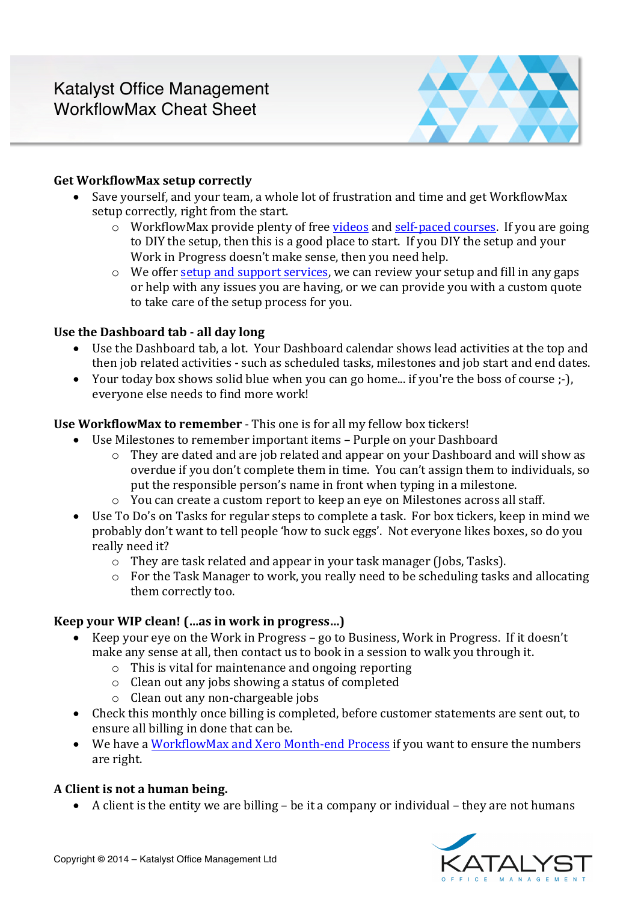# Katalyst Office Management
# WorkflowMax Cheat Sheet

**Get WorkflowMax setup correctly**

- Save yourself, and your team, a whole lot of frustration and time and get WorkflowMax setup correctly, right from the start.
  - WorkflowMax provide plenty of free videos and self-paced courses. If you are going to DIY the setup, then this is a good place to start. If you DIY the setup and your Work in Progress doesn't make sense, then you need help.
  - We offer setup and support services, we can review your setup and fill in any gaps or help with any issues you are having, or we can provide you with a custom quote to take care of the setup process for you.

**Use the Dashboard tab - all day long**

- Use the Dashboard tab, a lot. Your Dashboard calendar shows lead activities at the top and then job related activities - such as scheduled tasks, milestones and job start and end dates.
- Your today box shows solid blue when you can go home... if you're the boss of course ;-), everyone else needs to find more work!

**Use WorkflowMax to remember** - This one is for all my fellow box tickers!

- Use Milestones to remember important items – Purple on your Dashboard
  - They are dated and are job related and appear on your Dashboard and will show as overdue if you don't complete them in time. You can't assign them to individuals, so put the responsible person's name in front when typing in a milestone.
  - You can create a custom report to keep an eye on Milestones across all staff.
- Use To Do's on Tasks for regular steps to complete a task. For box tickers, keep in mind we probably don't want to tell people 'how to suck eggs'. Not everyone likes boxes, so do you really need it?
  - They are task related and appear in your task manager (Jobs, Tasks).
  - For the Task Manager to work, you really need to be scheduling tasks and allocating them correctly too.

**Keep your WIP clean! (...as in work in progress...)**

- Keep your eye on the Work in Progress – go to Business, Work in Progress. If it doesn't make any sense at all, then contact us to book in a session to walk you through it.
  - This is vital for maintenance and ongoing reporting
  - Clean out any jobs showing a status of completed
  - Clean out any non-chargeable jobs
- Check this monthly once billing is completed, before customer statements are sent out, to ensure all billing in done that can be.
- We have a WorkflowMax and Xero Month-end Process if you want to ensure the numbers are right.

**A Client is not a human being.**

- A client is the entity we are billing – be it a company or individual – they are not humans

Copyright © 2014 – Katalyst Office Management Ltd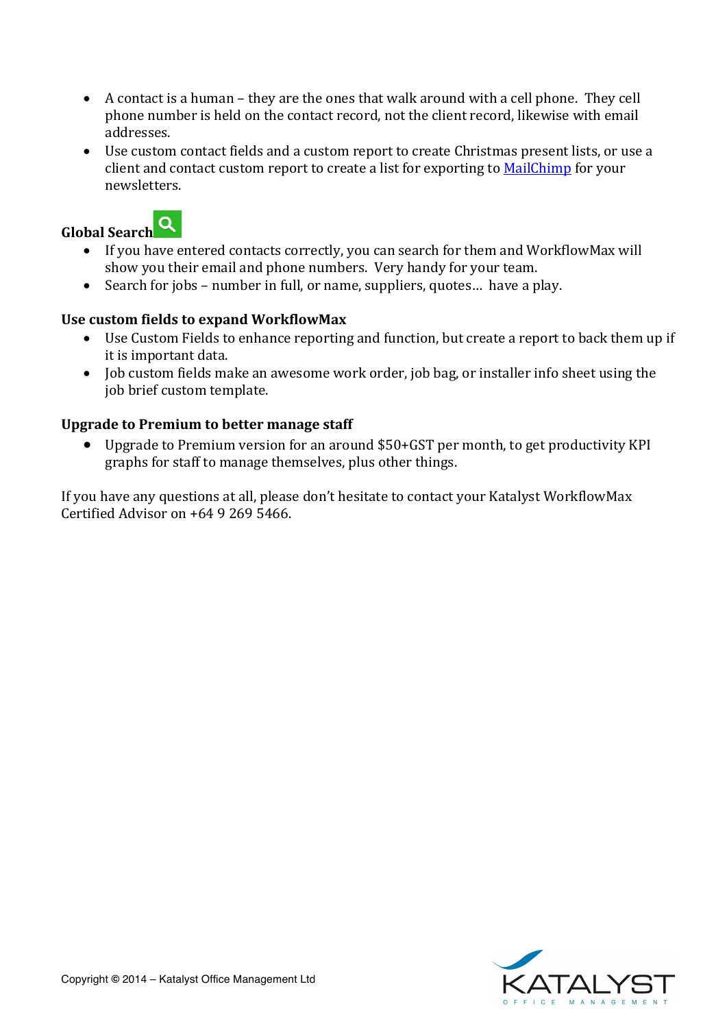- A contact is a human – they are the ones that walk around with a cell phone. They cell phone number is held on the contact record, not the client record, likewise with email addresses.
- Use custom contact fields and a custom report to create Christmas present lists, or use a client and contact custom report to create a list for exporting to MailChimp for your newsletters.

**Global Search**

- If you have entered contacts correctly, you can search for them and WorkflowMax will show you their email and phone numbers. Very handy for your team.
- Search for jobs – number in full, or name, suppliers, quotes… have a play.

**Use custom fields to expand WorkflowMax**

- Use Custom Fields to enhance reporting and function, but create a report to back them up if it is important data.
- Job custom fields make an awesome work order, job bag, or installer info sheet using the job brief custom template.

**Upgrade to Premium to better manage staff**

- Upgrade to Premium version for an around $50+GST per month, to get productivity KPI graphs for staff to manage themselves, plus other things.

If you have any questions at all, please don't hesitate to contact your Katalyst WorkflowMax Certified Advisor on +64 9 269 5466.

Copyright © 2014 – Katalyst Office Management Ltd